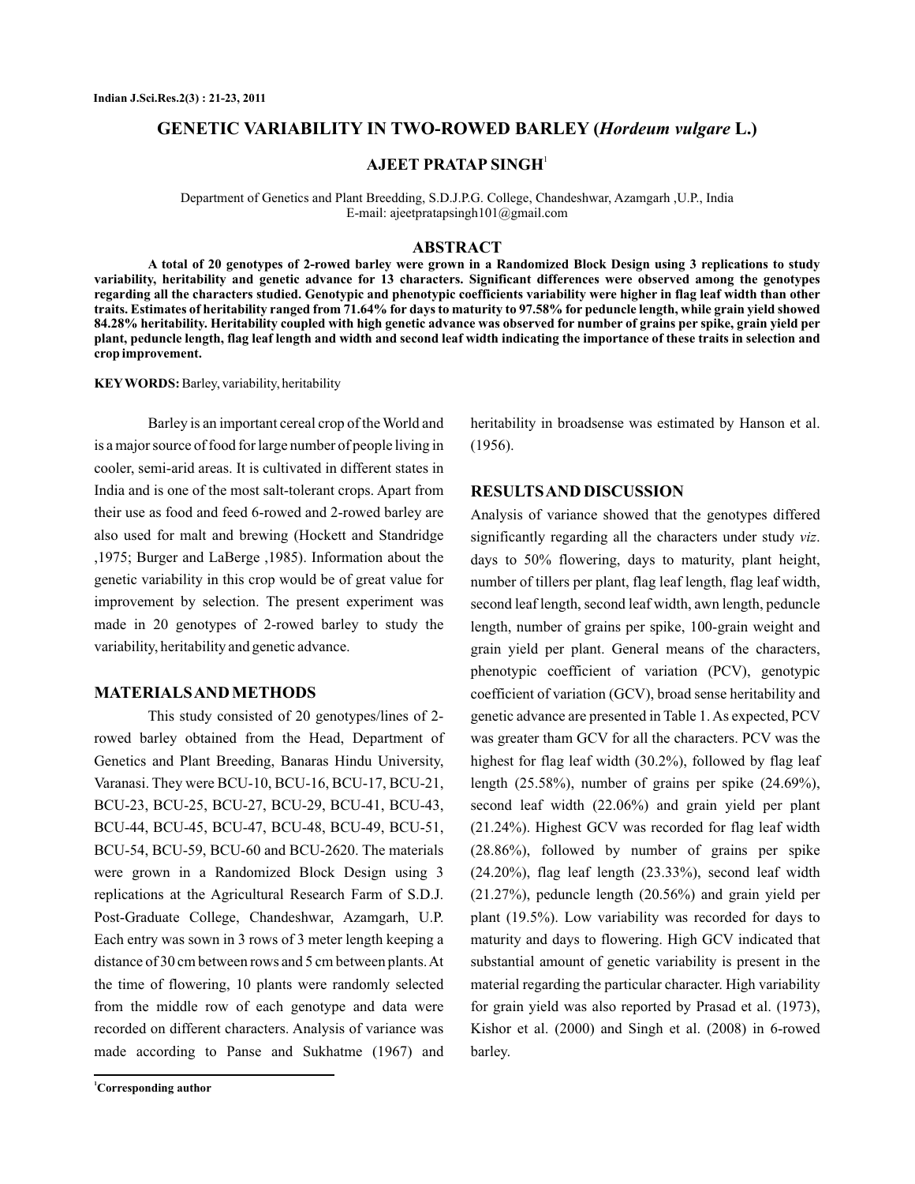# GENETIC VARIABILITY IN TWO-ROWED BARLEY (*Hordeum vulgare* L.)

**AJEET PRATAP SINGH**[1]

Department of Genetics and Plant Breedding, S.D.J.P.G. College, Chandeshwar, Azamgarh ,U.P., India
E-mail: ajeetpratapsingh101@gmail.com

## ABSTRACT

**A total of 20 genotypes of 2-rowed barley were grown in a Randomized Block Design using 3 replications to study variability, heritability and genetic advance for 13 characters. Significant differences were observed among the genotypes regarding all the characters studied. Genotypic and phenotypic coefficients variability were higher in flag leaf width than other traits. Estimates of heritability ranged from 71.64% for days to maturity to 97.58% for peduncle length, while grain yield showed 84.28% heritability. Heritability coupled with high genetic advance was observed for number of grains per spike, grain yield per plant, peduncle length, flag leaf length and width and second leaf width indicating the importance of these traits in selection and crop improvement.**

**KEYWORDS:** Barley, variability, heritability

Barley is an important cereal crop of the World and is a major source of food for large number of people living in cooler, semi-arid areas. It is cultivated in different states in India and is one of the most salt-tolerant crops. Apart from their use as food and feed 6-rowed and 2-rowed barley are also used for malt and brewing (Hockett and Standridge ,1975; Burger and LaBerge ,1985). Information about the genetic variability in this crop would be of great value for improvement by selection. The present experiment was made in 20 genotypes of 2-rowed barley to study the variability, heritability and genetic advance.

## MATERIALS AND METHODS

This study consisted of 20 genotypes/lines of 2-rowed barley obtained from the Head, Department of Genetics and Plant Breeding, Banaras Hindu University, Varanasi. They were BCU-10, BCU-16, BCU-17, BCU-21, BCU-23, BCU-25, BCU-27, BCU-29, BCU-41, BCU-43, BCU-44, BCU-45, BCU-47, BCU-48, BCU-49, BCU-51, BCU-54, BCU-59, BCU-60 and BCU-2620. The materials were grown in a Randomized Block Design using 3 replications at the Agricultural Research Farm of S.D.J. Post-Graduate College, Chandeshwar, Azamgarh, U.P. Each entry was sown in 3 rows of 3 meter length keeping a distance of 30 cm between rows and 5 cm between plants. At the time of flowering, 10 plants were randomly selected from the middle row of each genotype and data were recorded on different characters. Analysis of variance was made according to Panse and Sukhatme (1967) and heritability in broadsense was estimated by Hanson et al. (1956).

## RESULTS AND DISCUSSION

Analysis of variance showed that the genotypes differed significantly regarding all the characters under study *viz*. days to 50% flowering, days to maturity, plant height, number of tillers per plant, flag leaf length, flag leaf width, second leaf length, second leaf width, awn length, peduncle length, number of grains per spike, 100-grain weight and grain yield per plant. General means of the characters, phenotypic coefficient of variation (PCV), genotypic coefficient of variation (GCV), broad sense heritability and genetic advance are presented in Table 1. As expected, PCV was greater tham GCV for all the characters. PCV was the highest for flag leaf width (30.2%), followed by flag leaf length (25.58%), number of grains per spike (24.69%), second leaf width (22.06%) and grain yield per plant (21.24%). Highest GCV was recorded for flag leaf width (28.86%), followed by number of grains per spike (24.20%), flag leaf length (23.33%), second leaf width (21.27%), peduncle length (20.56%) and grain yield per plant (19.5%). Low variability was recorded for days to maturity and days to flowering. High GCV indicated that substantial amount of genetic variability is present in the material regarding the particular character. High variability for grain yield was also reported by Prasad et al. (1973), Kishor et al. (2000) and Singh et al. (2008) in 6-rowed barley.

[1]**Corresponding author**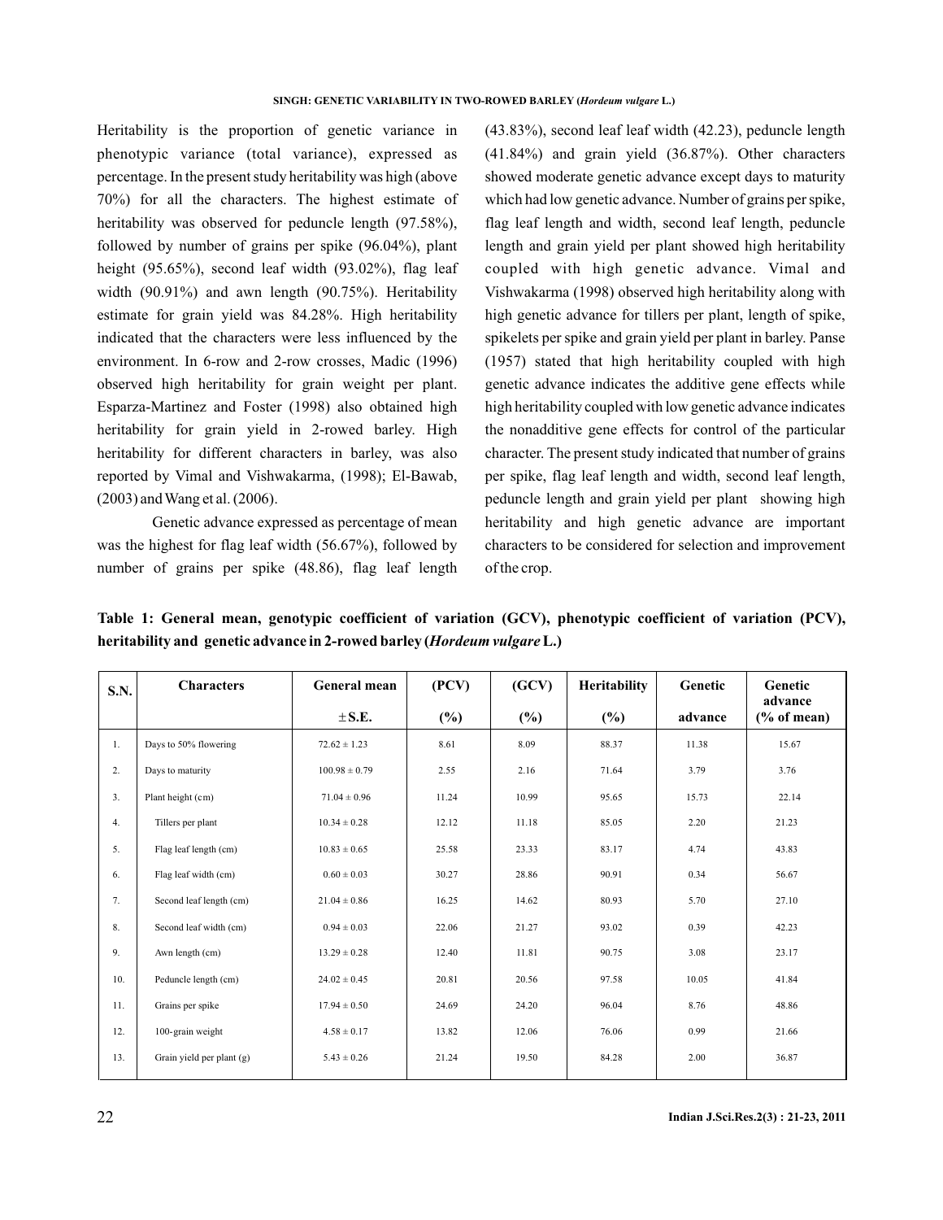Heritability is the proportion of genetic variance in phenotypic variance (total variance), expressed as percentage. In the present study heritability was high (above 70%) for all the characters. The highest estimate of heritability was observed for peduncle length (97.58%), followed by number of grains per spike (96.04%), plant height (95.65%), second leaf width (93.02%), flag leaf width (90.91%) and awn length (90.75%). Heritability estimate for grain yield was 84.28%. High heritability indicated that the characters were less influenced by the environment. In 6-row and 2-row crosses, Madic (1996) observed high heritability for grain weight per plant. Esparza-Martinez and Foster (1998) also obtained high heritability for grain yield in 2-rowed barley. High heritability for different characters in barley, was also reported by Vimal and Vishwakarma, (1998); El-Bawab, (2003) and Wang et al. (2006).

Genetic advance expressed as percentage of mean was the highest for flag leaf width (56.67%), followed by number of grains per spike (48.86), flag leaf length (43.83%), second leaf leaf width (42.23), peduncle length (41.84%) and grain yield (36.87%). Other characters showed moderate genetic advance except days to maturity which had low genetic advance. Number of grains per spike, flag leaf length and width, second leaf length, peduncle length and grain yield per plant showed high heritability coupled with high genetic advance. Vimal and Vishwakarma (1998) observed high heritability along with high genetic advance for tillers per plant, length of spike, spikelets per spike and grain yield per plant in barley. Panse (1957) stated that high heritability coupled with high genetic advance indicates the additive gene effects while high heritability coupled with low genetic advance indicates the nonadditive gene effects for control of the particular character. The present study indicated that number of grains per spike, flag leaf length and width, second leaf length, peduncle length and grain yield per plant showing high heritability and high genetic advance are important characters to be considered for selection and improvement of the crop.

**Table 1: General mean, genotypic coefficient of variation (GCV), phenotypic coefficient of variation (PCV), heritability and genetic advance in 2-rowed barley (*Hordeum vulgare* L.)**

| S.N. | Characters | General mean ± S.E. | (PCV) (%) | (GCV) (%) | Heritability (%) | Genetic advance | Genetic advance (% of mean) |
|---|---|---|---|---|---|---|---|
| 1. | Days to 50% flowering | 72.62 ± 1.23 | 8.61 | 8.09 | 88.37 | 11.38 | 15.67 |
| 2. | Days to maturity | 100.98 ± 0.79 | 2.55 | 2.16 | 71.64 | 3.79 | 3.76 |
| 3. | Plant height (cm) | 71.04 ± 0.96 | 11.24 | 10.99 | 95.65 | 15.73 | 22.14 |
| 4. | Tillers per plant | 10.34 ± 0.28 | 12.12 | 11.18 | 85.05 | 2.20 | 21.23 |
| 5. | Flag leaf length (cm) | 10.83 ± 0.65 | 25.58 | 23.33 | 83.17 | 4.74 | 43.83 |
| 6. | Flag leaf width (cm) | 0.60 ± 0.03 | 30.27 | 28.86 | 90.91 | 0.34 | 56.67 |
| 7. | Second leaf length (cm) | 21.04 ± 0.86 | 16.25 | 14.62 | 80.93 | 5.70 | 27.10 |
| 8. | Second leaf width (cm) | 0.94 ± 0.03 | 22.06 | 21.27 | 93.02 | 0.39 | 42.23 |
| 9. | Awn length (cm) | 13.29 ± 0.28 | 12.40 | 11.81 | 90.75 | 3.08 | 23.17 |
| 10. | Peduncle length (cm) | 24.02 ± 0.45 | 20.81 | 20.56 | 97.58 | 10.05 | 41.84 |
| 11. | Grains per spike | 17.94 ± 0.50 | 24.69 | 24.20 | 96.04 | 8.76 | 48.86 |
| 12. | 100-grain weight | 4.58 ± 0.17 | 13.82 | 12.06 | 76.06 | 0.99 | 21.66 |
| 13. | Grain yield per plant (g) | 5.43 ± 0.26 | 21.24 | 19.50 | 84.28 | 2.00 | 36.87 |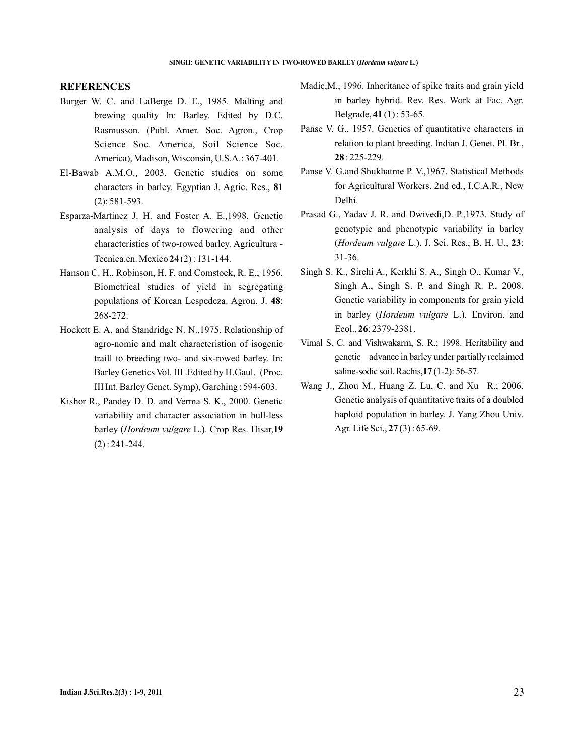## REFERENCES

Burger W. C. and LaBerge D. E., 1985. Malting and brewing quality In: Barley. Edited by D.C. Rasmusson. (Publ. Amer. Soc. Agron., Crop Science Soc. America, Soil Science Soc. America), Madison, Wisconsin, U.S.A.: 367-401.

El-Bawab A.M.O., 2003. Genetic studies on some characters in barley. Egyptian J. Agric. Res., **81** (2): 581-593.

Esparza-Martinez J. H. and Foster A. E.,1998. Genetic analysis of days to flowering and other characteristics of two-rowed barley. Agricultura - Tecnica.en. Mexico **24** (2) : 131-144.

Hanson C. H., Robinson, H. F. and Comstock, R. E.; 1956. Biometrical studies of yield in segregating populations of Korean Lespedeza. Agron. J. **48**: 268-272.

Hockett E. A. and Standridge N. N.,1975. Relationship of agro-nomic and malt characteristion of isogenic traill to breeding two- and six-rowed barley. In: Barley Genetics Vol. III .Edited by H.Gaul. (Proc. III Int. Barley Genet. Symp), Garching : 594-603.

Kishor R., Pandey D. D. and Verma S. K., 2000. Genetic variability and character association in hull-less barley (*Hordeum vulgare* L.). Crop Res. Hisar,**19** (2) : 241-244.

Madic,M., 1996. Inheritance of spike traits and grain yield in barley hybrid. Rev. Res. Work at Fac. Agr. Belgrade, **41** (1) : 53-65.

Panse V. G., 1957. Genetics of quantitative characters in relation to plant breeding. Indian J. Genet. Pl. Br., **28** : 225-229.

Panse V. G.and Shukhatme P. V.,1967. Statistical Methods for Agricultural Workers. 2nd ed., I.C.A.R., New Delhi.

Prasad G., Yadav J. R. and Dwivedi,D. P.,1973. Study of genotypic and phenotypic variability in barley (*Hordeum vulgare* L.). J. Sci. Res., B. H. U., **23**: 31-36.

Singh S. K., Sirchi A., Kerkhi S. A., Singh O., Kumar V., Singh A., Singh S. P. and Singh R. P., 2008. Genetic variability in components for grain yield in barley (*Hordeum vulgare* L.). Environ. and Ecol., **26**: 2379-2381.

Vimal S. C. and Vishwakarm, S. R.; 1998. Heritability and genetic advance in barley under partially reclaimed saline-sodic soil. Rachis,**17** (1-2): 56-57.

Wang J., Zhou M., Huang Z. Lu, C. and Xu R.; 2006. Genetic analysis of quantitative traits of a doubled haploid population in barley. J. Yang Zhou Univ. Agr. Life Sci., **27** (3) : 65-69.